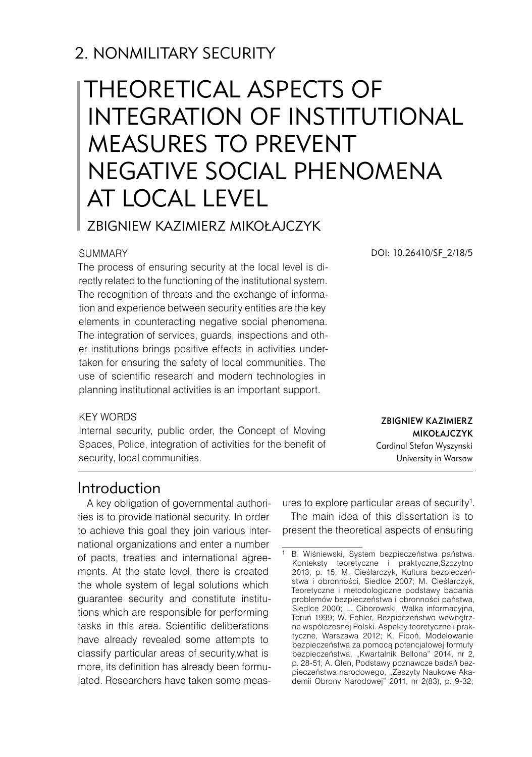## 2. NONMILITARY SECURITY

# THEORETICAL ASPECTS OF INTEGRATION OF INSTITUTIONAL MEASURES TO PREVENT NEGATIVE SOCIAL PHENOMENA AT LOCAL LEVEL

ZBIGNIEW KAZIMIERZ MIKOŁAJCZYK

DOI: 10.26410/SF_2/18/5

### SUMMARY

The process of ensuring security at the local level is directly related to the functioning of the institutional system. The recognition of threats and the exchange of information and experience between security entities are the key elements in counteracting negative social phenomena. The integration of services, guards, inspections and other institutions brings positive effects in activities undertaken for ensuring the safety of local communities. The use of scientific research and modern technologies in planning institutional activities is an important support.

### KEY WORDS

Internal security, public order, the Concept of Moving Spaces, Police, integration of activities for the benefit of security, local communities.

**ZBIGNIEW KAZIMIERZ MIKOŁAJCZYK**
Cardinal Stefan Wyszynski University in Warsaw

## Introduction

A key obligation of governmental authorities is to provide national security. In order to achieve this goal they join various international organizations and enter a number of pacts, treaties and international agreements. At the state level, there is created the whole system of legal solutions which guarantee security and constitute institutions which are responsible for performing tasks in this area. Scientific deliberations have already revealed some attempts to classify particular areas of security,what is more, its definition has already been formulated. Researchers have taken some measures to explore particular areas of security[1].

The main idea of this dissertation is to present the theoretical aspects of ensuring

[1] B. Wiśniewski, System bezpieczeństwa państwa. Konteksty teoretyczne i praktyczne,Szczytno 2013, p. 15; M. Cieślarczyk, Kultura bezpieczeństwa i obronności, Siedlce 2007; M. Cieślarczyk, Teoretyczne i metodologiczne podstawy badania problemów bezpieczeństwa i obronności państwa, Siedlce 2000; L. Ciborowski, Walka informacyjna, Toruń 1999; W. Fehler, Bezpieczeństwo wewnętrzne współczesnej Polski. Aspekty teoretyczne i praktyczne, Warszawa 2012; K. Ficoń, Modelowanie bezpieczeństwa za pomocą potencjałowej formuły bezpieczeństwa, „Kwartalnik Bellona" 2014, nr 2, p. 28-51; A. Glen, Podstawy poznawcze badań bezpieczeństwa narodowego, „Zeszyty Naukowe Akademii Obrony Narodowej" 2011, nr 2(83), p. 9-32;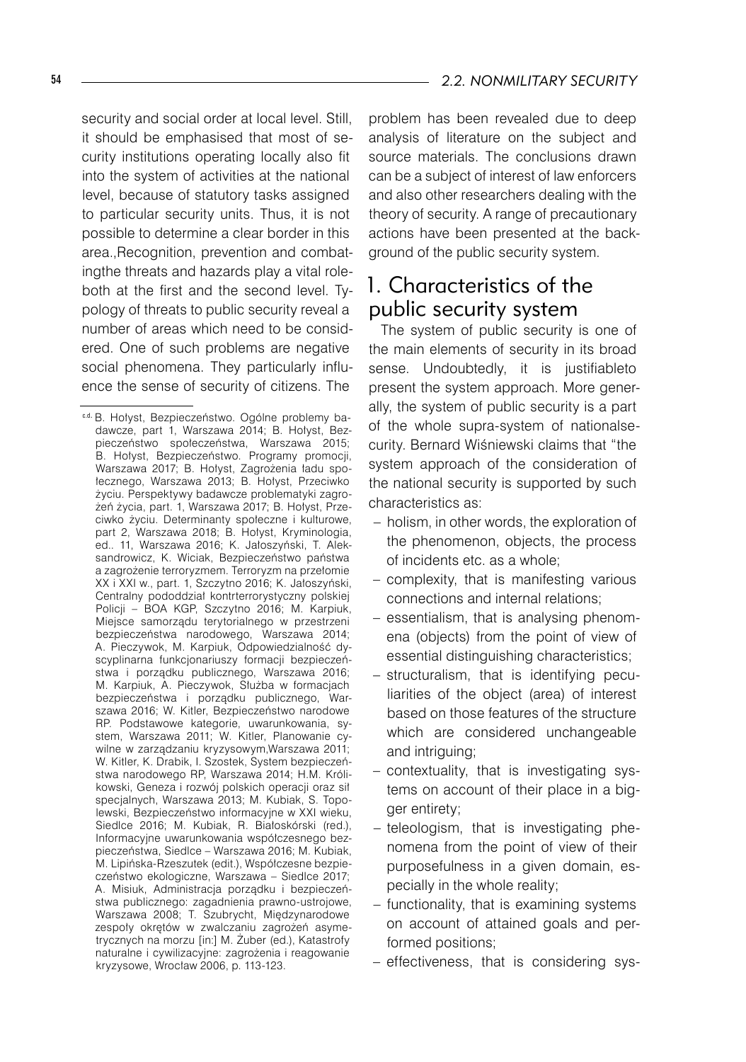security and social order at local level. Still, it should be emphasised that most of security institutions operating locally also fit into the system of activities at the national level, because of statutory tasks assigned to particular security units. Thus, it is not possible to determine a clear border in this area.,Recognition, prevention and combatingthe threats and hazards play a vital roleboth at the first and the second level. Typology of threats to public security reveal a number of areas which need to be considered. One of such problems are negative social phenomena. They particularly influence the sense of security of citizens. The problem has been revealed due to deep analysis of literature on the subject and source materials. The conclusions drawn can be a subject of interest of law enforcers and also other researchers dealing with the theory of security. A range of precautionary actions have been presented at the background of the public security system.

# 1. Characteristics of the public security system

The system of public security is one of the main elements of security in its broad sense. Undoubtedly, it is justifiableto present the system approach. More generally, the system of public security is a part of the whole supra-system of nationalsecurity. Bernard Wiśniewski claims that "the system approach of the consideration of the national security is supported by such characteristics as:

- holism, in other words, the exploration of the phenomenon, objects, the process of incidents etc. as a whole;
- complexity, that is manifesting various connections and internal relations;
- essentialism, that is analysing phenomena (objects) from the point of view of essential distinguishing characteristics;
- structuralism, that is identifying peculiarities of the object (area) of interest based on those features of the structure which are considered unchangeable and intriguing;
- contextuality, that is investigating systems on account of their place in a bigger entirety;
- teleologism, that is investigating phenomena from the point of view of their purposefulness in a given domain, especially in the whole reality;
- functionality, that is examining systems on account of attained goals and performed positions;
- effectiveness, that is considering sys-

---

c.d. B. Hołyst, Bezpieczeństwo. Ogólne problemy badawcze, part 1, Warszawa 2014; B. Hołyst, Bezpieczeństwo społeczeństwa, Warszawa 2015; B. Hołyst, Bezpieczeństwo. Programy promocji, Warszawa 2017; B. Hołyst, Zagrożenia ładu społecznego, Warszawa 2013; B. Hołyst, Przeciwko życiu. Perspektywy badawcze problematyki zagrożeń życia, part. 1, Warszawa 2017; B. Hołyst, Przeciwko życiu. Determinanty społeczne i kulturowe, part 2, Warszawa 2018; B. Hołyst, Kryminologia, ed.. 11, Warszawa 2016; K. Jałoszyński, T. Aleksandrowicz, K. Wiciak, Bezpieczeństwo państwa a zagrożenie terroryzmem. Terroryzm na przełomie XX i XXI w., part. 1, Szczytno 2016; K. Jałoszyński, Centralny pododdział kontrterrorystyczny polskiej Policji – BOA KGP, Szczytno 2016; M. Karpiuk, Miejsce samorządu terytorialnego w przestrzeni bezpieczeństwa narodowego, Warszawa 2014; A. Pieczywok, M. Karpiuk, Odpowiedzialność dyscyplinarna funkcjonariuszy formacji bezpieczeństwa i porządku publicznego, Warszawa 2016; M. Karpiuk, A. Pieczywok, Służba w formacjach bezpieczeństwa i porządku publicznego, Warszawa 2016; W. Kitler, Bezpieczeństwo narodowe RP. Podstawowe kategorie, uwarunkowania, system, Warszawa 2011; W. Kitler, Planowanie cywilne w zarządzaniu kryzysowym,Warszawa 2011; W. Kitler, K. Drabik, I. Szostek, System bezpieczeństwa narodowego RP, Warszawa 2014; H.M. Królikowski, Geneza i rozwój polskich operacji oraz sił specjalnych, Warszawa 2013; M. Kubiak, S. Topolewski, Bezpieczeństwo informacyjne w XXI wieku, Siedlce 2016; M. Kubiak, R. Białoskórski (red.), Informacyjne uwarunkowania współczesnego bezpieczeństwa, Siedlce – Warszawa 2016; M. Kubiak, M. Lipińska-Rzeszutek (edit.), Współczesne bezpieczeństwo ekologiczne, Warszawa – Siedlce 2017; A. Misiuk, Administracja porządku i bezpieczeństwa publicznego: zagadnienia prawno-ustrojowe, Warszawa 2008; T. Szubrycht, Międzynarodowe zespoły okrętów w zwalczaniu zagrożeń asymetrycznych na morzu [in:] M. Żuber (ed.), Katastrofy naturalne i cywilizacyjne: zagrożenia i reagowanie kryzysowe, Wrocław 2006, p. 113-123.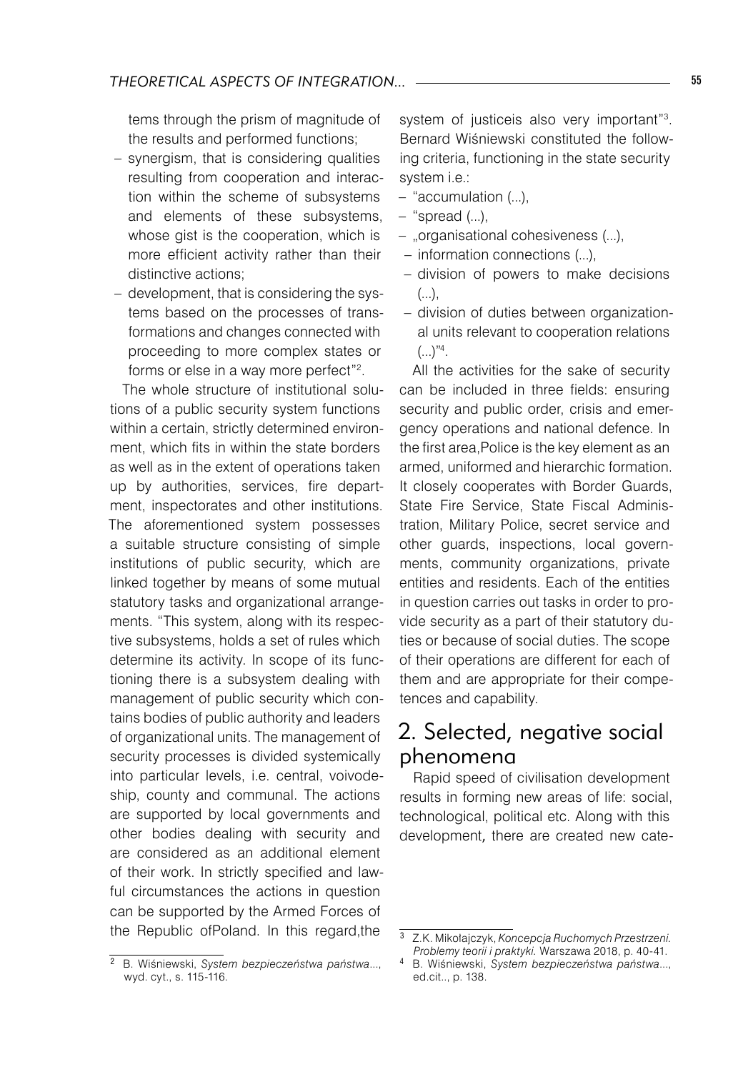tems through the prism of magnitude of the results and performed functions;

- synergism, that is considering qualities resulting from cooperation and interaction within the scheme of subsystems and elements of these subsystems, whose gist is the cooperation, which is more efficient activity rather than their distinctive actions;
- development, that is considering the systems based on the processes of transformations and changes connected with proceeding to more complex states or forms or else in a way more perfect"[2].

The whole structure of institutional solutions of a public security system functions within a certain, strictly determined environment, which fits in within the state borders as well as in the extent of operations taken up by authorities, services, fire department, inspectorates and other institutions. The aforementioned system possesses a suitable structure consisting of simple institutions of public security, which are linked together by means of some mutual statutory tasks and organizational arrangements. "This system, along with its respective subsystems, holds a set of rules which determine its activity. In scope of its functioning there is a subsystem dealing with management of public security which contains bodies of public authority and leaders of organizational units. The management of security processes is divided systemically into particular levels, i.e. central, voivodeship, county and communal. The actions are supported by local governments and other bodies dealing with security and are considered as an additional element of their work. In strictly specified and lawful circumstances the actions in question can be supported by the Armed Forces of the Republic ofPoland. In this regard,the system of justiceis also very important"[3]. Bernard Wiśniewski constituted the following criteria, functioning in the state security system i.e.:

- "accumulation (...),
- "spread (...),
- „organisational cohesiveness (...),
- information connections (...),
- division of powers to make decisions (...),
- division of duties between organizational units relevant to cooperation relations (...)"[4].

All the activities for the sake of security can be included in three fields: ensuring security and public order, crisis and emergency operations and national defence. In the first area,Police is the key element as an armed, uniformed and hierarchic formation. It closely cooperates with Border Guards, State Fire Service, State Fiscal Administration, Military Police, secret service and other guards, inspections, local governments, community organizations, private entities and residents. Each of the entities in question carries out tasks in order to provide security as a part of their statutory duties or because of social duties. The scope of their operations are different for each of them and are appropriate for their competences and capability.

## 2. Selected, negative social phenomena

Rapid speed of civilisation development results in forming new areas of life: social, technological, political etc. Along with this development, there are created new cate-

---

[2] B. Wiśniewski, *System bezpieczeństwa państwa*..., wyd. cyt., s. 115-116.

[3] Z.K. Mikołajczyk, *Koncepcja Ruchomych Przestrzeni. Problemy teorii i praktyki.* Warszawa 2018, p. 40-41.

[4] B. Wiśniewski, *System bezpieczeństwa państwa*..., ed.cit.., p. 138.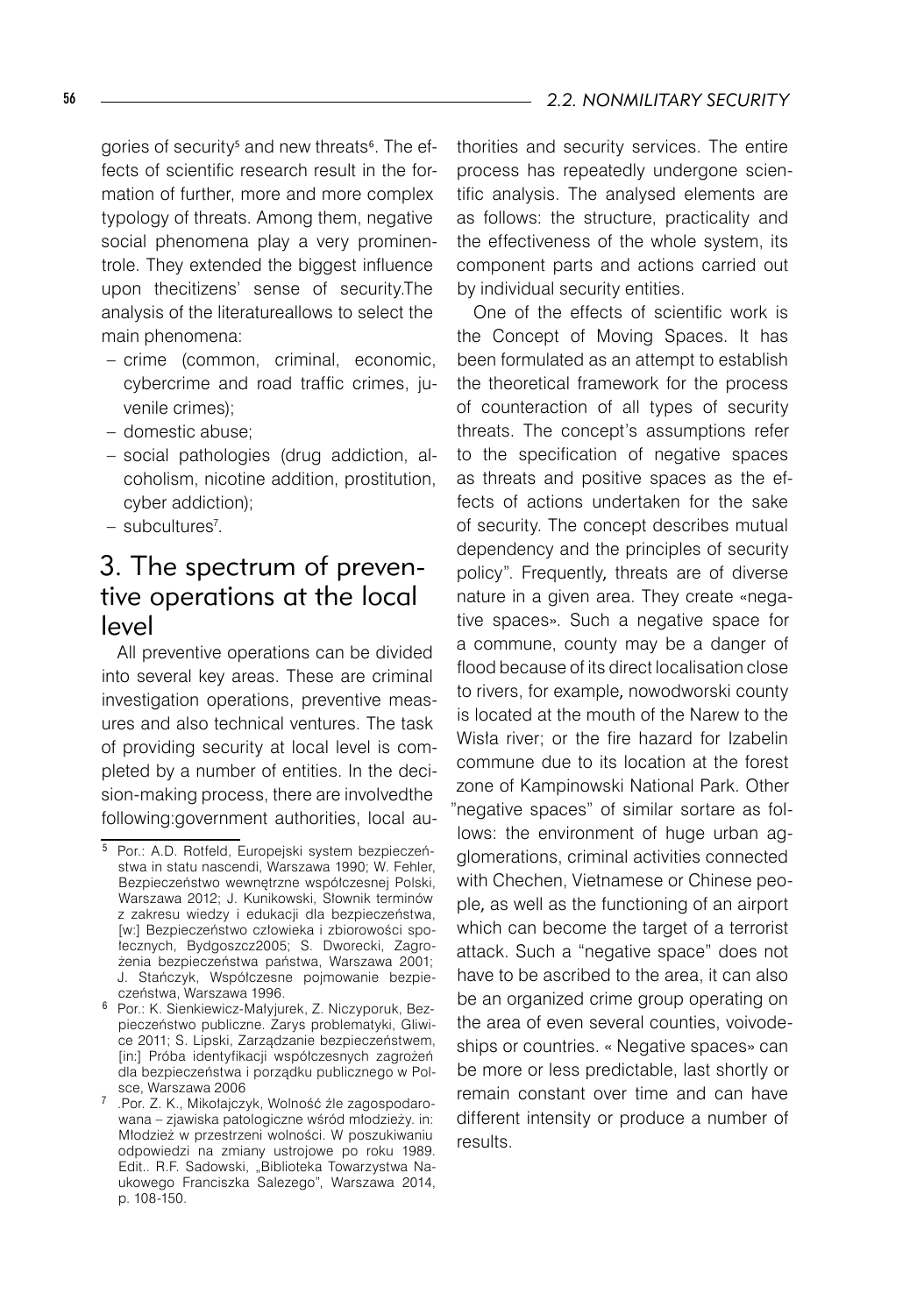gories of security[5] and new threats[6]. The effects of scientific research result in the formation of further, more and more complex typology of threats. Among them, negative social phenomena play a very prominentrole. They extended the biggest influence upon thecitizens' sense of security.The analysis of the literatureallows to select the main phenomena:

- crime (common, criminal, economic, cybercrime and road traffic crimes, juvenile crimes);
- domestic abuse;
- social pathologies (drug addiction, alcoholism, nicotine addition, prostitution, cyber addiction);
- subcultures[7].

## 3. The spectrum of preventive operations at the local level

All preventive operations can be divided into several key areas. These are criminal investigation operations, preventive measures and also technical ventures. The task of providing security at local level is completed by a number of entities. In the decision-making process, there are involvedthe following:government authorities, local authorities and security services. The entire process has repeatedly undergone scientific analysis. The analysed elements are as follows: the structure, practicality and the effectiveness of the whole system, its component parts and actions carried out by individual security entities.

One of the effects of scientific work is the Concept of Moving Spaces. It has been formulated as an attempt to establish the theoretical framework for the process of counteraction of all types of security threats. The concept's assumptions refer to the specification of negative spaces as threats and positive spaces as the effects of actions undertaken for the sake of security. The concept describes mutual dependency and the principles of security policy". Frequently, threats are of diverse nature in a given area. They create «negative spaces». Such a negative space for a commune, county may be a danger of flood because of its direct localisation close to rivers, for example, nowodworski county is located at the mouth of the Narew to the Wisła river; or the fire hazard for Izabelin commune due to its location at the forest zone of Kampinowski National Park. Other "negative spaces" of similar sortare as follows: the environment of huge urban agglomerations, criminal activities connected with Chechen, Vietnamese or Chinese people, as well as the functioning of an airport which can become the target of a terrorist attack. Such a "negative space" does not have to be ascribed to the area, it can also be an organized crime group operating on the area of even several counties, voivodeships or countries. « Negative spaces» can be more or less predictable, last shortly or remain constant over time and can have different intensity or produce a number of results.

---

[5] Por.: A.D. Rotfeld, Europejski system bezpieczeństwa in statu nascendi, Warszawa 1990; W. Fehler, Bezpieczeństwo wewnętrzne współczesnej Polski, Warszawa 2012; J. Kunikowski, Słownik terminów z zakresu wiedzy i edukacji dla bezpieczeństwa, [w:] Bezpieczeństwo człowieka i zbiorowości społecznych, Bydgoszcz2005; S. Dworecki, Zagrożenia bezpieczeństwa państwa, Warszawa 2001; J. Stańczyk, Współczesne pojmowanie bezpieczeństwa, Warszawa 1996.

[6] Por.: K. Sienkiewicz-Małyjurek, Z. Niczyporuk, Bezpieczeństwo publiczne. Zarys problematyki, Gliwice 2011; S. Lipski, Zarządzanie bezpieczeństwem, [in:] Próba identyfikacji współczesnych zagrożeń dla bezpieczeństwa i porządku publicznego w Polsce, Warszawa 2006

[7] .Por. Z. K., Mikołajczyk, Wolność źle zagospodarowana – zjawiska patologiczne wśród młodzieży. in: Młodzież w przestrzeni wolności. W poszukiwaniu odpowiedzi na zmiany ustrojowe po roku 1989. Edit.. R.F. Sadowski, „Biblioteka Towarzystwa Naukowego Franciszka Salezego", Warszawa 2014, p. 108-150.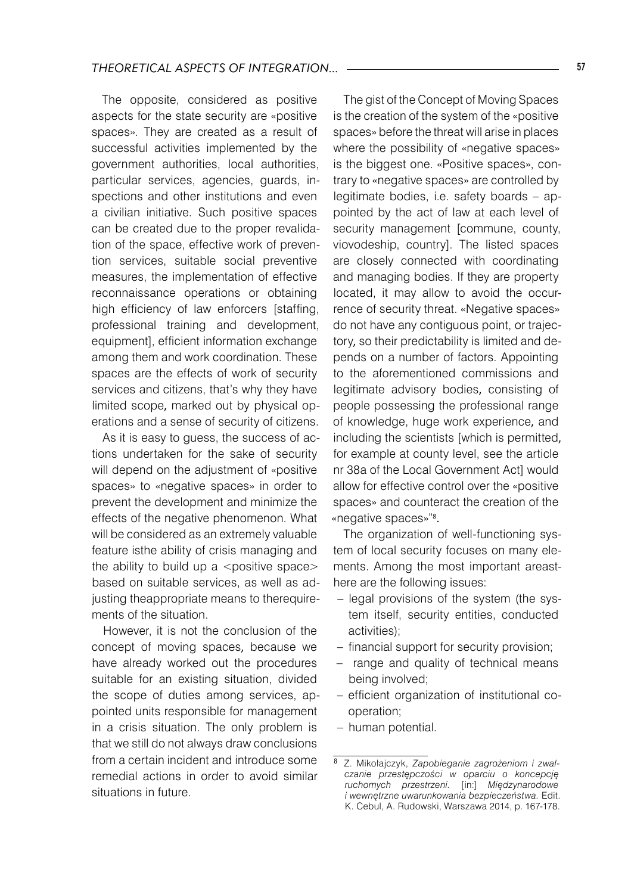The opposite, considered as positive aspects for the state security are «positive spaces». They are created as a result of successful activities implemented by the government authorities, local authorities, particular services, agencies, guards, inspections and other institutions and even a civilian initiative. Such positive spaces can be created due to the proper revalidation of the space, effective work of prevention services, suitable social preventive measures, the implementation of effective reconnaissance operations or obtaining high efficiency of law enforcers [staffing, professional training and development, equipment], efficient information exchange among them and work coordination. These spaces are the effects of work of security services and citizens, that's why they have limited scope, marked out by physical operations and a sense of security of citizens.

As it is easy to guess, the success of actions undertaken for the sake of security will depend on the adjustment of «positive spaces» to «negative spaces» in order to prevent the development and minimize the effects of the negative phenomenon. What will be considered as an extremely valuable feature isthe ability of crisis managing and the ability to build up a <positive space> based on suitable services, as well as adjusting theappropriate means to therequirements of the situation.

However, it is not the conclusion of the concept of moving spaces, because we have already worked out the procedures suitable for an existing situation, divided the scope of duties among services, appointed units responsible for management in a crisis situation. The only problem is that we still do not always draw conclusions from a certain incident and introduce some remedial actions in order to avoid similar situations in future.

The gist of the Concept of Moving Spaces is the creation of the system of the «positive spaces» before the threat will arise in places where the possibility of «negative spaces» is the biggest one. «Positive spaces», contrary to «negative spaces» are controlled by legitimate bodies, i.e. safety boards – appointed by the act of law at each level of security management [commune, county, viovodeship, country]. The listed spaces are closely connected with coordinating and managing bodies. If they are property located, it may allow to avoid the occurrence of security threat. «Negative spaces» do not have any contiguous point, or trajectory, so their predictability is limited and depends on a number of factors. Appointing to the aforementioned commissions and legitimate advisory bodies, consisting of people possessing the professional range of knowledge, huge work experience, and including the scientists [which is permitted, for example at county level, see the article nr 38a of the Local Government Act] would allow for effective control over the «positive spaces» and counteract the creation of the «negative spaces»"[8].

The organization of well-functioning system of local security focuses on many elements. Among the most important areasthere are the following issues:

- legal provisions of the system (the system itself, security entities, conducted activities);
- financial support for security provision;
- range and quality of technical means being involved;
- efficient organization of institutional cooperation;
- human potential.

---

[8] Z. Mikołajczyk, *Zapobieganie zagrożeniom i zwalczanie przestępczości w oparciu o koncepcję ruchomych przestrzeni.* [in:] *Międzynarodowe i wewnętrzne uwarunkowania bezpieczeństwa.* Edit. K. Cebul, A. Rudowski, Warszawa 2014, p. 167-178.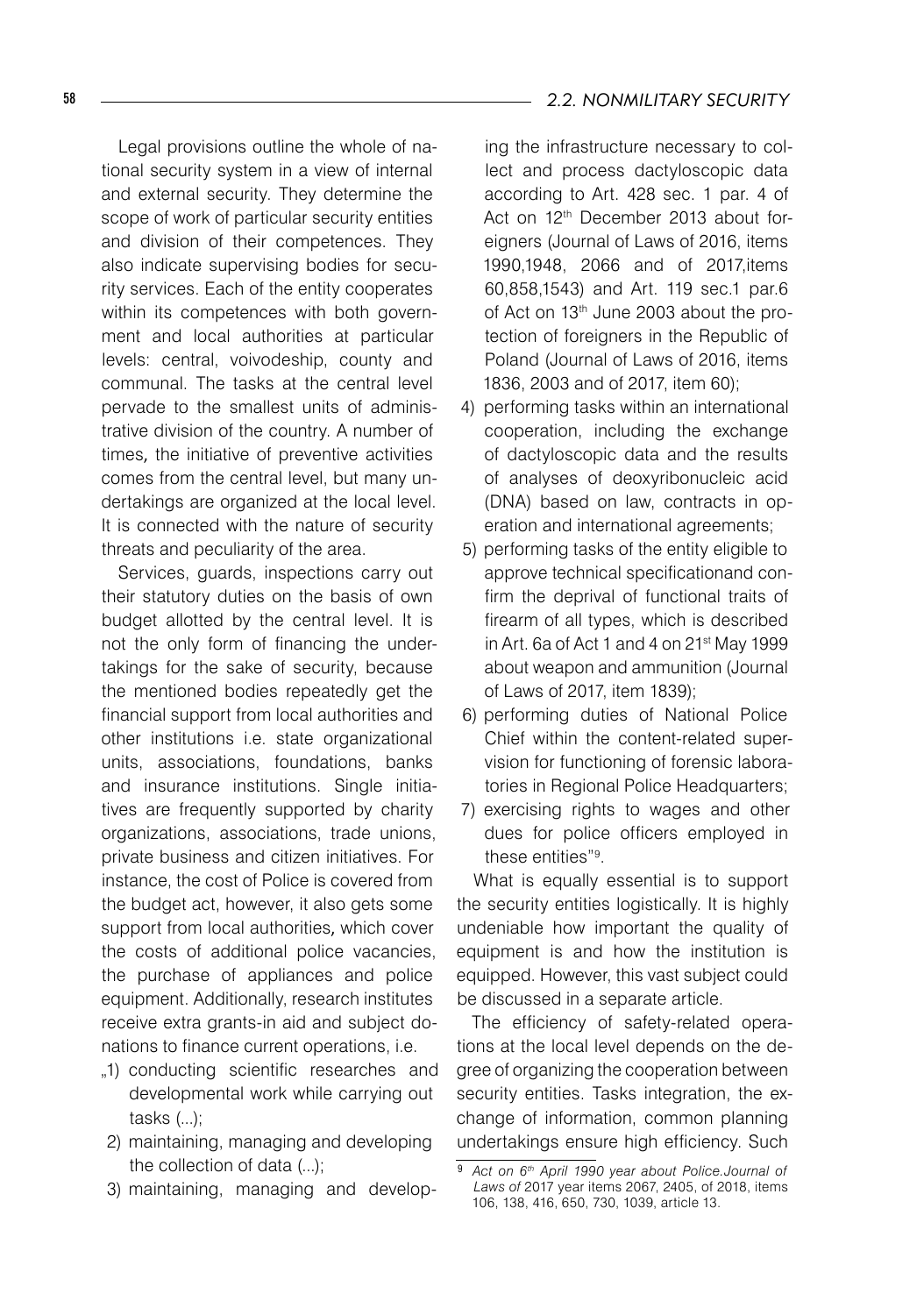Legal provisions outline the whole of national security system in a view of internal and external security. They determine the scope of work of particular security entities and division of their competences. They also indicate supervising bodies for security services. Each of the entity cooperates within its competences with both government and local authorities at particular levels: central, voivodeship, county and communal. The tasks at the central level pervade to the smallest units of administrative division of the country. A number of times, the initiative of preventive activities comes from the central level, but many undertakings are organized at the local level. It is connected with the nature of security threats and peculiarity of the area.

Services, guards, inspections carry out their statutory duties on the basis of own budget allotted by the central level. It is not the only form of financing the undertakings for the sake of security, because the mentioned bodies repeatedly get the financial support from local authorities and other institutions i.e. state organizational units, associations, foundations, banks and insurance institutions. Single initiatives are frequently supported by charity organizations, associations, trade unions, private business and citizen initiatives. For instance, the cost of Police is covered from the budget act, however, it also gets some support from local authorities, which cover the costs of additional police vacancies, the purchase of appliances and police equipment. Additionally, research institutes receive extra grants-in aid and subject donations to finance current operations, i.e.

„1) conducting scientific researches and developmental work while carrying out tasks (...);
2) maintaining, managing and developing the collection of data (...);
3) maintaining, managing and developing the infrastructure necessary to collect and process dactyloscopic data according to Art. 428 sec. 1 par. 4 of Act on 12th December 2013 about foreigners (Journal of Laws of 2016, items 1990,1948, 2066 and of 2017,items 60,858,1543) and Art. 119 sec.1 par.6 of Act on 13th June 2003 about the protection of foreigners in the Republic of Poland (Journal of Laws of 2016, items 1836, 2003 and of 2017, item 60);
4) performing tasks within an international cooperation, including the exchange of dactyloscopic data and the results of analyses of deoxyribonucleic acid (DNA) based on law, contracts in operation and international agreements;
5) performing tasks of the entity eligible to approve technical specificationand confirm the deprival of functional traits of firearm of all types, which is described in Art. 6a of Act 1 and 4 on 21st May 1999 about weapon and ammunition (Journal of Laws of 2017, item 1839);
6) performing duties of National Police Chief within the content-related supervision for functioning of forensic laboratories in Regional Police Headquarters;
7) exercising rights to wages and other dues for police officers employed in these entities"[9].

What is equally essential is to support the security entities logistically. It is highly undeniable how important the quality of equipment is and how the institution is equipped. However, this vast subject could be discussed in a separate article.

The efficiency of safety-related operations at the local level depends on the degree of organizing the cooperation between security entities. Tasks integration, the exchange of information, common planning undertakings ensure high efficiency. Such

[9] *Act on 6th April 1990 year about Police.Journal of Laws of* 2017 year items 2067, 2405, of 2018, items 106, 138, 416, 650, 730, 1039, article 13.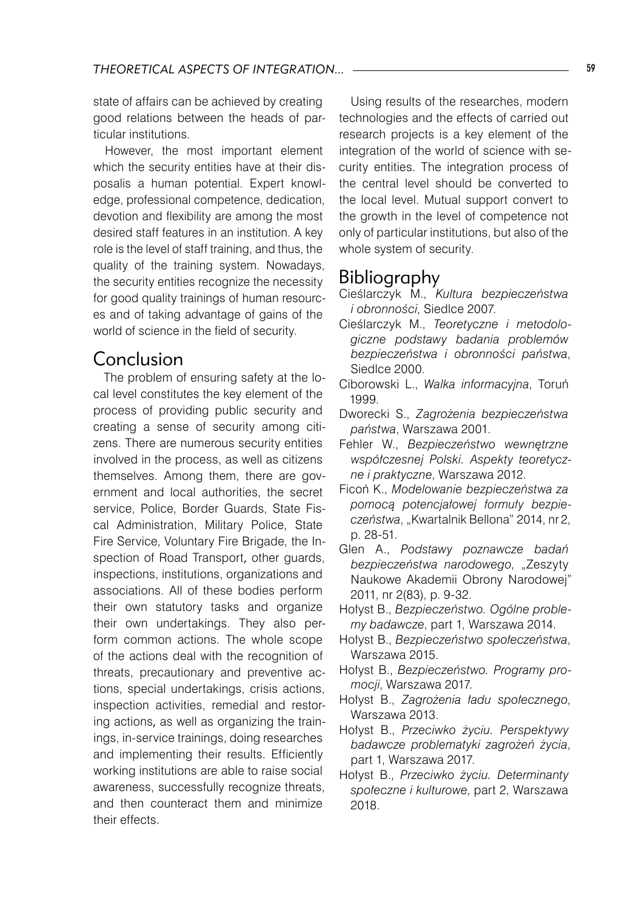state of affairs can be achieved by creating good relations between the heads of particular institutions.

However, the most important element which the security entities have at their disposalis a human potential. Expert knowledge, professional competence, dedication, devotion and flexibility are among the most desired staff features in an institution. A key role is the level of staff training, and thus, the quality of the training system. Nowadays, the security entities recognize the necessity for good quality trainings of human resources and of taking advantage of gains of the world of science in the field of security.

## Conclusion

The problem of ensuring safety at the local level constitutes the key element of the process of providing public security and creating a sense of security among citizens. There are numerous security entities involved in the process, as well as citizens themselves. Among them, there are government and local authorities, the secret service, Police, Border Guards, State Fiscal Administration, Military Police, State Fire Service, Voluntary Fire Brigade, the Inspection of Road Transport, other guards, inspections, institutions, organizations and associations. All of these bodies perform their own statutory tasks and organize their own undertakings. They also perform common actions. The whole scope of the actions deal with the recognition of threats, precautionary and preventive actions, special undertakings, crisis actions, inspection activities, remedial and restoring actions, as well as organizing the trainings, in-service trainings, doing researches and implementing their results. Efficiently working institutions are able to raise social awareness, successfully recognize threats, and then counteract them and minimize their effects.

Using results of the researches, modern technologies and the effects of carried out research projects is a key element of the integration of the world of science with security entities. The integration process of the central level should be converted to the local level. Mutual support convert to the growth in the level of competence not only of particular institutions, but also of the whole system of security.

## Bibliography

Cieślarczyk M., *Kultura bezpieczeństwa i obronności*, Siedlce 2007.

Cieślarczyk M., *Teoretyczne i metodologiczne podstawy badania problemów bezpieczeństwa i obronności państwa*, Siedlce 2000.

Ciborowski L., *Walka informacyjna*, Toruń 1999.

Dworecki S., *Zagrożenia bezpieczeństwa państwa*, Warszawa 2001.

Fehler W., *Bezpieczeństwo wewnętrzne współczesnej Polski. Aspekty teoretyczne i praktyczne*, Warszawa 2012.

Ficoń K., *Modelowanie bezpieczeństwa za pomocą potencjałowej formuły bezpieczeństwa*, „Kwartalnik Bellona" 2014, nr 2, p. 28-51.

Glen A., *Podstawy poznawcze badań bezpieczeństwa narodowego*, „Zeszyty Naukowe Akademii Obrony Narodowej" 2011, nr 2(83), p. 9-32.

Hołyst B., *Bezpieczeństwo. Ogólne problemy badawcze*, part 1, Warszawa 2014.

Hołyst B., *Bezpieczeństwo społeczeństwa*, Warszawa 2015.

Hołyst B., *Bezpieczeństwo. Programy promocji*, Warszawa 2017.

Hołyst B., *Zagrożenia ładu społecznego*, Warszawa 2013.

Hołyst B., *Przeciwko życiu. Perspektywy badawcze problematyki zagrożeń życia*, part 1, Warszawa 2017.

Hołyst B., *Przeciwko życiu. Determinanty społeczne i kulturowe*, part 2, Warszawa 2018.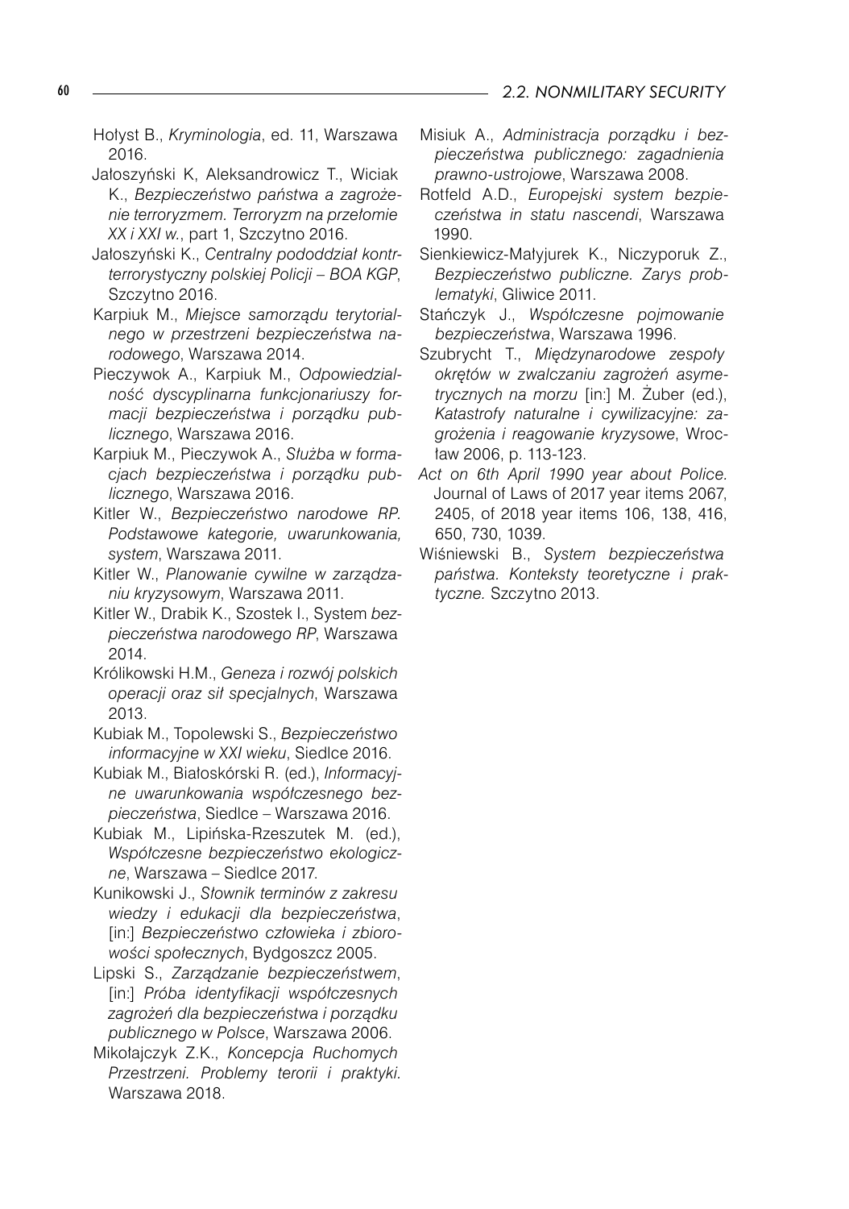Hołyst B., *Kryminologia*, ed. 11, Warszawa 2016.

Jałoszyński K, Aleksandrowicz T., Wiciak K., *Bezpieczeństwo państwa a zagrożenie terroryzmem. Terroryzm na przełomie XX i XXI w.*, part 1, Szczytno 2016.

Jałoszyński K., *Centralny pododdział kontrterrorystyczny polskiej Policji – BOA KGP*, Szczytno 2016.

Karpiuk M., *Miejsce samorządu terytorialnego w przestrzeni bezpieczeństwa narodowego*, Warszawa 2014.

Pieczywok A., Karpiuk M., *Odpowiedzialność dyscyplinarna funkcjonariuszy formacji bezpieczeństwa i porządku publicznego*, Warszawa 2016.

Karpiuk M., Pieczywok A., *Służba w formacjach bezpieczeństwa i porządku publicznego*, Warszawa 2016.

Kitler W., *Bezpieczeństwo narodowe RP. Podstawowe kategorie, uwarunkowania, system*, Warszawa 2011.

Kitler W., *Planowanie cywilne w zarządzaniu kryzysowym*, Warszawa 2011.

Kitler W., Drabik K., Szostek I., System *bezpieczeństwa narodowego RP*, Warszawa 2014.

Królikowski H.M., *Geneza i rozwój polskich operacji oraz sił specjalnych*, Warszawa 2013.

Kubiak M., Topolewski S., *Bezpieczeństwo informacyjne w XXI wieku*, Siedlce 2016.

Kubiak M., Białoskórski R. (ed.), *Informacyjne uwarunkowania współczesnego bezpieczeństwa*, Siedlce – Warszawa 2016.

Kubiak M., Lipińska-Rzeszutek M. (ed.), *Współczesne bezpieczeństwo ekologiczne*, Warszawa – Siedlce 2017.

Kunikowski J., *Słownik terminów z zakresu wiedzy i edukacji dla bezpieczeństwa*, [in:] *Bezpieczeństwo człowieka i zbiorowości społecznych*, Bydgoszcz 2005.

Lipski S., *Zarządzanie bezpieczeństwem*, [in:] *Próba identyfikacji współczesnych zagrożeń dla bezpieczeństwa i porządku publicznego w Polsce*, Warszawa 2006.

Mikołajczyk Z.K., *Koncepcja Ruchomych Przestrzeni. Problemy terorii i praktyki.* Warszawa 2018.

Misiuk A., *Administracja porządku i bezpieczeństwa publicznego: zagadnienia prawno-ustrojowe*, Warszawa 2008.

Rotfeld A.D., *Europejski system bezpieczeństwa in statu nascendi*, Warszawa 1990.

Sienkiewicz-Małyjurek K., Niczyporuk Z., *Bezpieczeństwo publiczne. Zarys problematyki*, Gliwice 2011.

Stańczyk J., *Współczesne pojmowanie bezpieczeństwa*, Warszawa 1996.

Szubrycht T., *Międzynarodowe zespoły okrętów w zwalczaniu zagrożeń asymetrycznych na morzu* [in:] M. Żuber (ed.), *Katastrofy naturalne i cywilizacyjne: zagrożenia i reagowanie kryzysowe*, Wrocław 2006, p. 113-123.

*Act on 6th April 1990 year about Police.* Journal of Laws of 2017 year items 2067, 2405, of 2018 year items 106, 138, 416, 650, 730, 1039.

Wiśniewski B., *System bezpieczeństwa państwa. Konteksty teoretyczne i praktyczne.* Szczytno 2013.